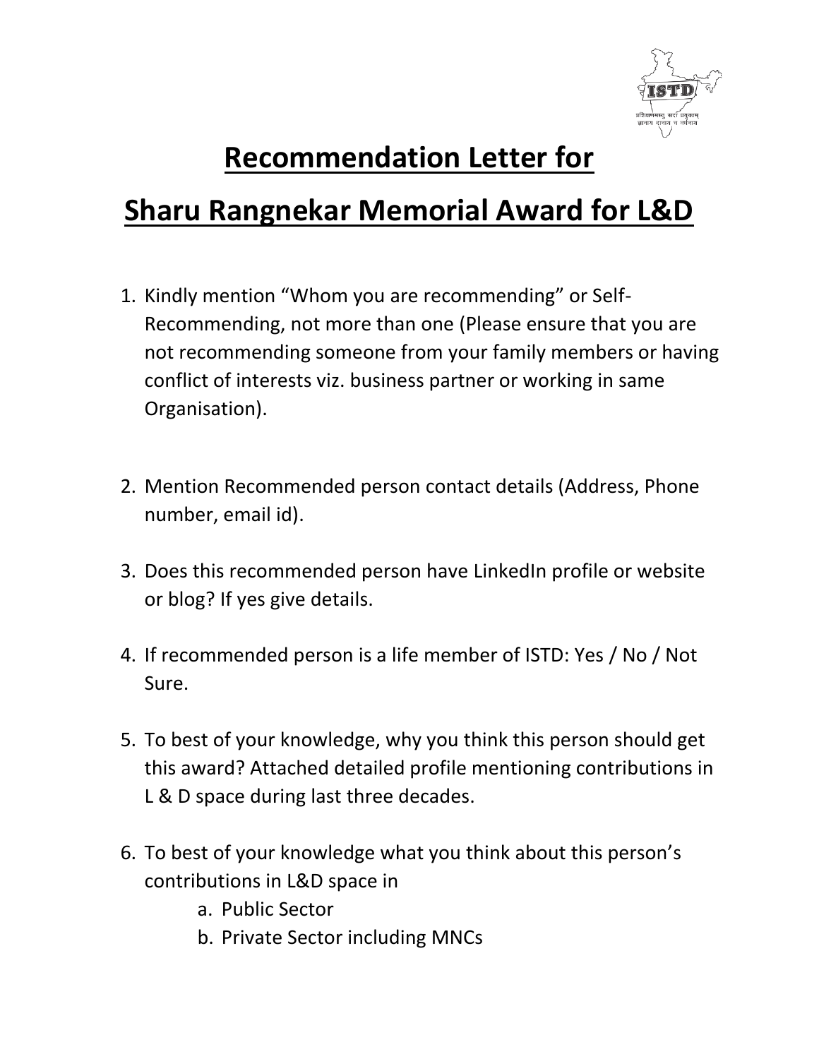# Recommendation Letter for

# Sharu Rangnekar Memorial Award for L&D

1. Kindly mention "Whom you are recommending" or Self-Recommending, not more than one (Please ensure that you are not recommending someone from your family members or having conflict of interests viz. business partner or working in same Organisation).

2. Mention Recommended person contact details (Address, Phone number, email id).

3. Does this recommended person have LinkedIn profile or website or blog? If yes give details.

4. If recommended person is a life member of ISTD: Yes / No / Not Sure.

5. To best of your knowledge, why you think this person should get this award? Attached detailed profile mentioning contributions in L & D space during last three decades.

6. To best of your knowledge what you think about this person's contributions in L&D space in
   a. Public Sector
   b. Private Sector including MNCs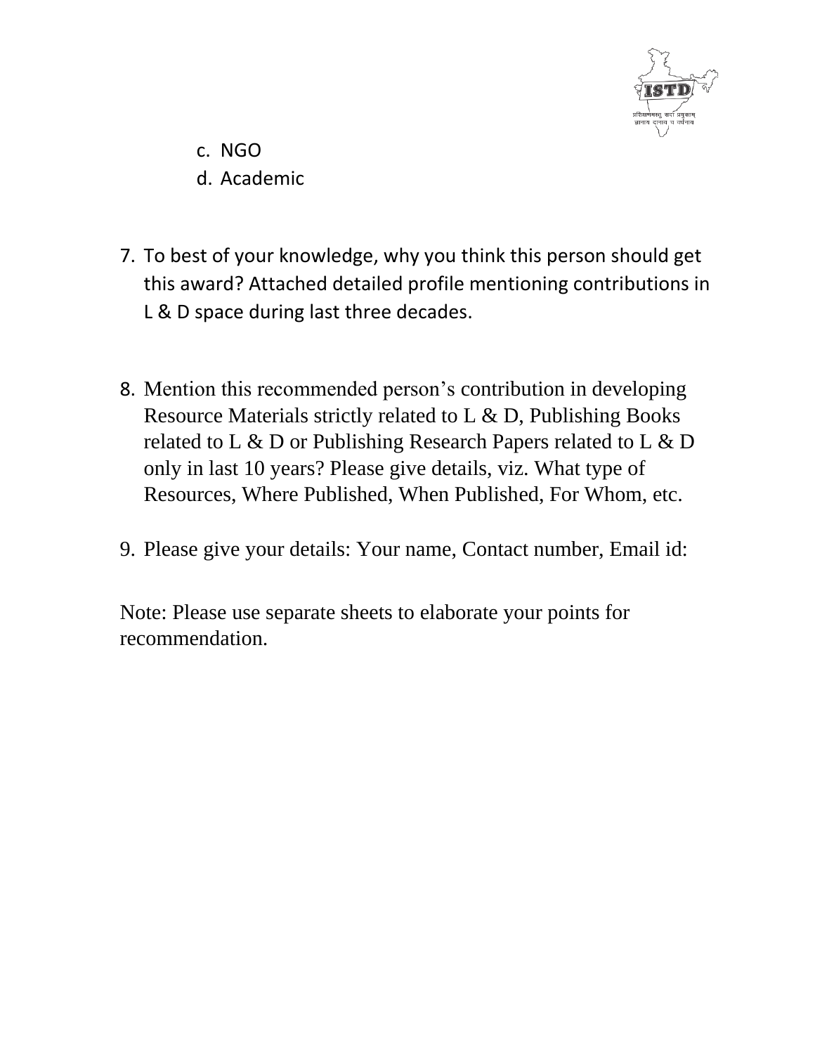c. NGO
d. Academic

7. To best of your knowledge, why you think this person should get this award? Attached detailed profile mentioning contributions in L & D space during last three decades.

8. Mention this recommended person's contribution in developing Resource Materials strictly related to L & D, Publishing Books related to L & D or Publishing Research Papers related to L & D only in last 10 years? Please give details, viz. What type of Resources, Where Published, When Published, For Whom, etc.

9. Please give your details: Your name, Contact number, Email id:

Note: Please use separate sheets to elaborate your points for recommendation.